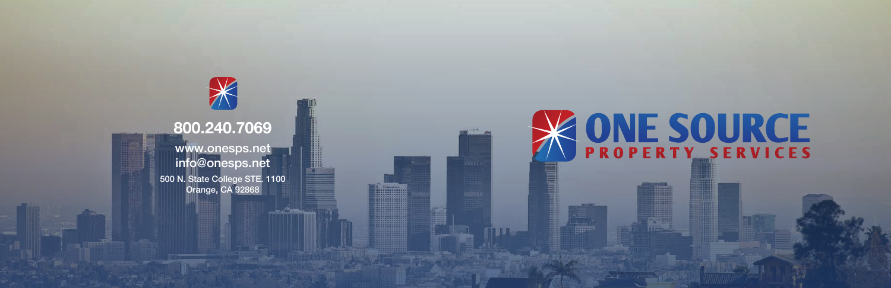# ONE SOURCE

## PROPERTY SERVICES

**800.240.7069**

www.onesps.net

info@onesps.net

500 N. State College STE. 1100
Orange, CA 92868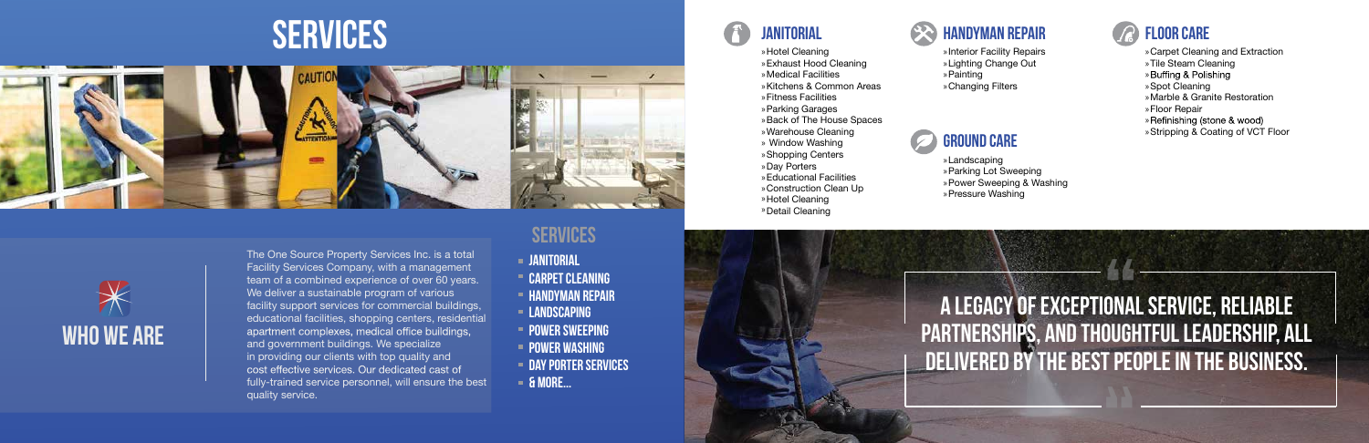# SERVICES

## JANITORIAL

- »Hotel Cleaning
- »Exhaust Hood Cleaning
- »Medical Facilities
- »Kitchens & Common Areas
- »Fitness Facilities
- »Parking Garages
- »Back of The House Spaces
- »Warehouse Cleaning
- » Window Washing
- »Shopping Centers
- »Day Porters
- »Educational Facilities
- »Construction Clean Up
- »Hotel Cleaning
- »Detail Cleaning

## HANDYMAN REPAIR

- »Interior Facility Repairs
- »Lighting Change Out
- »Painting
- »Changing Filters

## GROUND CARE

- »Landscaping
- »Parking Lot Sweeping
- »Power Sweeping & Washing
- »Pressure Washing

## FLOOR CARE

- »Carpet Cleaning and Extraction
- »Tile Steam Cleaning
- »Buffing & Polishing
- »Spot Cleaning
- »Marble & Granite Restoration
- »Floor Repair
- »Refinishing (stone & wood)
- »Stripping & Coating of VCT Floor

## WHO WE ARE

The One Source Property Services Inc. is a total Facility Services Company, with a management team of a combined experience of over 60 years. We deliver a sustainable program of various facility support services for commercial buildings, educational facilities, shopping centers, residential apartment complexes, medical office buildings, and government buildings. We specialize in providing our clients with top quality and cost effective services. Our dedicated cast of fully-trained service personnel, will ensure the best quality service.

## SERVICES

- JANITORIAL
- CARPET CLEANING
- HANDYMAN REPAIR
- LANDSCAPING
- POWER SWEEPING
- POWER WASHING
- DAY PORTER SERVICES
- & MORE...

> "A LEGACY OF EXCEPTIONAL SERVICE, RELIABLE PARTNERSHIPS, AND THOUGHTFUL LEADERSHIP, ALL DELIVERED BY THE BEST PEOPLE IN THE BUSINESS."